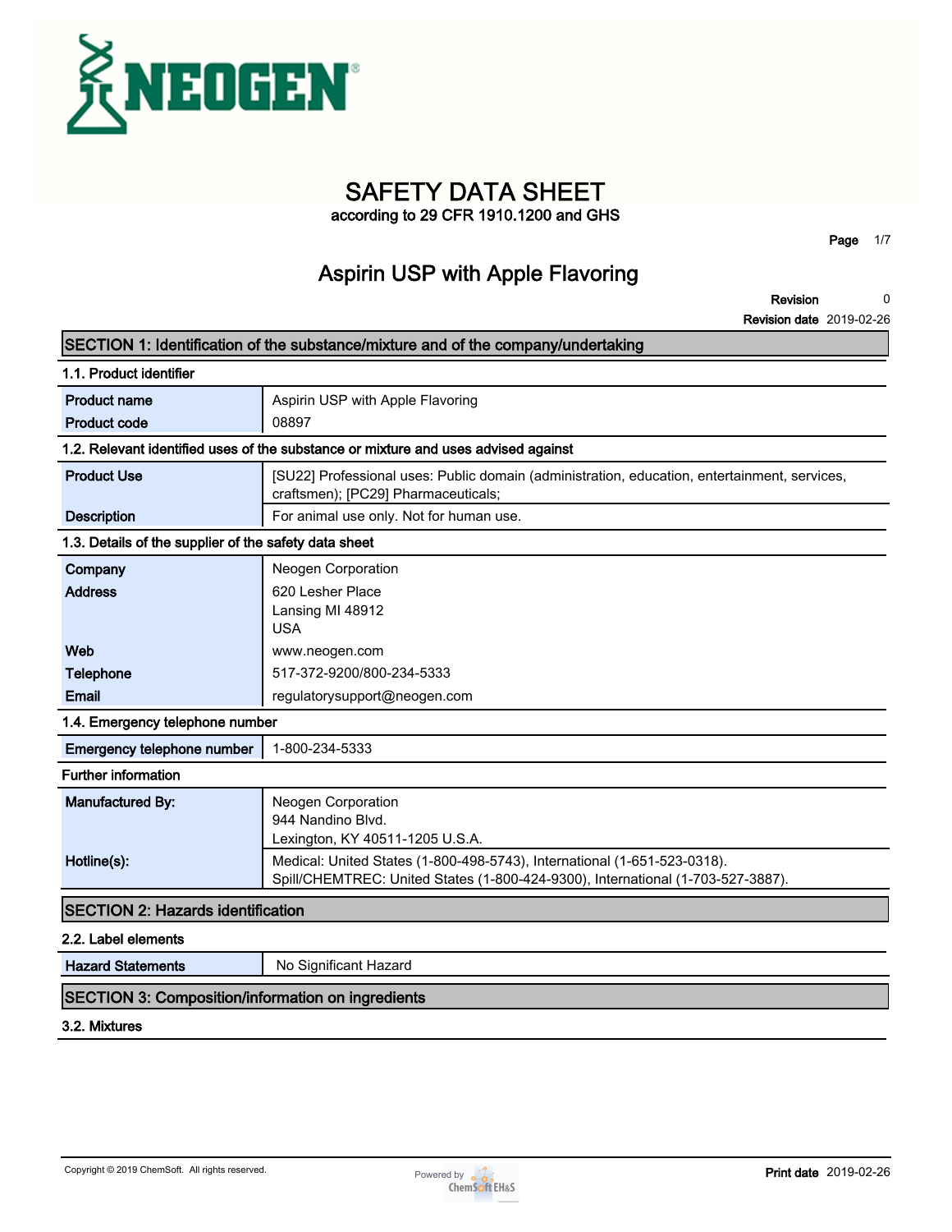# SAFETY DATA SHEET

according to 29 CFR 1910.1200 and GHS

## Aspirin USP with Apple Flavoring

**Revision** 0
**Revision date** 2019-02-26

## SECTION 1: Identification of the substance/mixture and of the company/undertaking

### 1.1. Product identifier

| | |
|---|---|
| **Product name** | Aspirin USP with Apple Flavoring |
| **Product code** | 08897 |

### 1.2. Relevant identified uses of the substance or mixture and uses advised against

| | |
|---|---|
| **Product Use** | [SU22] Professional uses: Public domain (administration, education, entertainment, services, craftsmen); [PC29] Pharmaceuticals; |
| **Description** | For animal use only. Not for human use. |

### 1.3. Details of the supplier of the safety data sheet

| | |
|---|---|
| **Company** | Neogen Corporation |
| **Address** | 620 Lesher Place<br>Lansing MI 48912<br>USA |
| **Web** | www.neogen.com |
| **Telephone** | 517-372-9200/800-234-5333 |
| **Email** | regulatorysupport@neogen.com |

### 1.4. Emergency telephone number

| | |
|---|---|
| **Emergency telephone number** | 1-800-234-5333 |

### Further information

| | |
|---|---|
| **Manufactured By:** | Neogen Corporation<br>944 Nandino Blvd.<br>Lexington, KY 40511-1205 U.S.A. |
| **Hotline(s):** | Medical: United States (1-800-498-5743), International (1-651-523-0318).<br>Spill/CHEMTREC: United States (1-800-424-9300), International (1-703-527-3887). |

## SECTION 2: Hazards identification

### 2.2. Label elements

| | |
|---|---|
| **Hazard Statements** | No Significant Hazard |

## SECTION 3: Composition/information on ingredients

### 3.2. Mixtures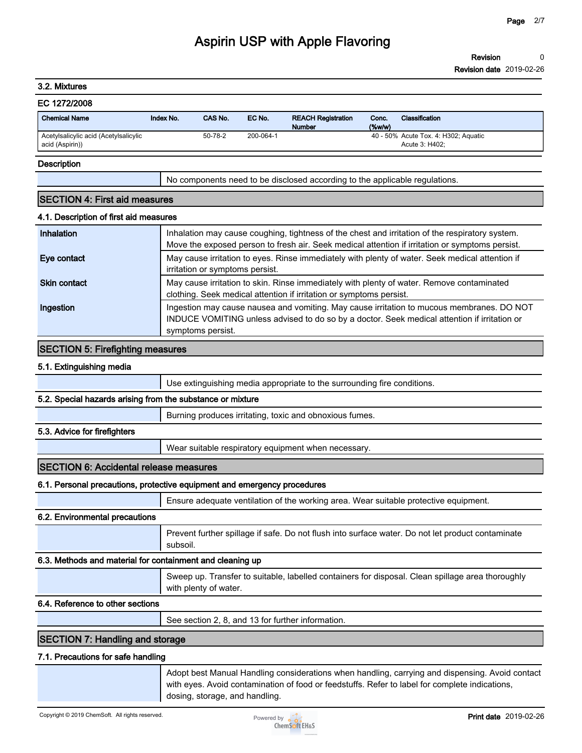### 3.2. Mixtures

**EC 1272/2008**

| Chemical Name | Index No. | CAS No. | EC No. | REACH Registration Number | Conc. (%w/w) | Classification |
|---|---|---|---|---|---|---|
| Acetylsalicylic acid (Acetylsalicylic acid (Aspirin)) | | 50-78-2 | 200-064-1 | | 40 - 50% | Acute Tox. 4: H302; Aquatic Acute 3: H402; |

**Description**

No components need to be disclosed according to the applicable regulations.

## SECTION 4: First aid measures

### 4.1. Description of first aid measures

| | |
|---|---|
| **Inhalation** | Inhalation may cause coughing, tightness of the chest and irritation of the respiratory system. Move the exposed person to fresh air. Seek medical attention if irritation or symptoms persist. |
| **Eye contact** | May cause irritation to eyes. Rinse immediately with plenty of water. Seek medical attention if irritation or symptoms persist. |
| **Skin contact** | May cause irritation to skin. Rinse immediately with plenty of water. Remove contaminated clothing. Seek medical attention if irritation or symptoms persist. |
| **Ingestion** | Ingestion may cause nausea and vomiting. May cause irritation to mucous membranes. DO NOT INDUCE VOMITING unless advised to do so by a doctor. Seek medical attention if irritation or symptoms persist. |

## SECTION 5: Firefighting measures

### 5.1. Extinguishing media

Use extinguishing media appropriate to the surrounding fire conditions.

### 5.2. Special hazards arising from the substance or mixture

Burning produces irritating, toxic and obnoxious fumes.

### 5.3. Advice for firefighters

Wear suitable respiratory equipment when necessary.

## SECTION 6: Accidental release measures

### 6.1. Personal precautions, protective equipment and emergency procedures

Ensure adequate ventilation of the working area. Wear suitable protective equipment.

### 6.2. Environmental precautions

Prevent further spillage if safe. Do not flush into surface water. Do not let product contaminate subsoil.

### 6.3. Methods and material for containment and cleaning up

Sweep up. Transfer to suitable, labelled containers for disposal. Clean spillage area thoroughly with plenty of water.

### 6.4. Reference to other sections

See section 2, 8, and 13 for further information.

## SECTION 7: Handling and storage

### 7.1. Precautions for safe handling

Adopt best Manual Handling considerations when handling, carrying and dispensing. Avoid contact with eyes. Avoid contamination of food or feedstuffs. Refer to label for complete indications, dosing, storage, and handling.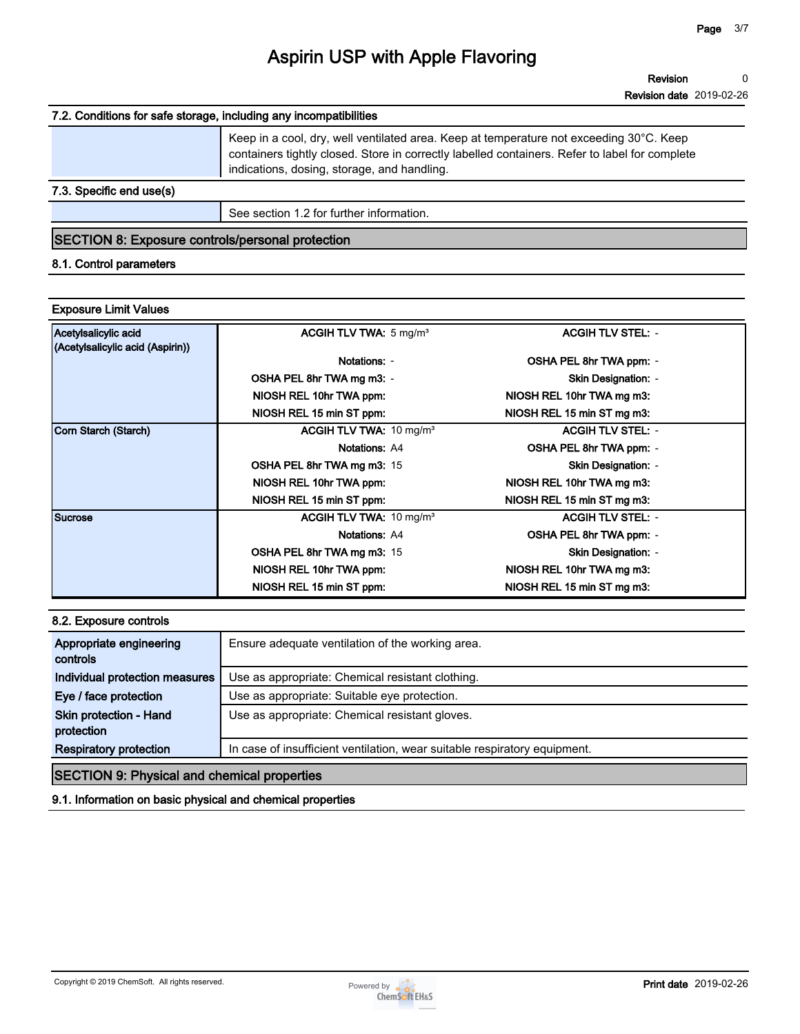### 7.2. Conditions for safe storage, including any incompatibilities

| | |
|---|---|
| | Keep in a cool, dry, well ventilated area. Keep at temperature not exceeding 30°C. Keep containers tightly closed. Store in correctly labelled containers. Refer to label for complete indications, dosing, storage, and handling. |

### 7.3. Specific end use(s)

| | |
|---|---|
| | See section 1.2 for further information. |

## SECTION 8: Exposure controls/personal protection

### 8.1. Control parameters

**Exposure Limit Values**

| Substance | | | | |
|---|---|---|---|---|
| **Acetylsalicylic acid (Acetylsalicylic acid (Aspirin))** | **ACGIH TLV TWA:** | 5 mg/m³ | **ACGIH TLV STEL:** | - |
| | **Notations:** | - | **OSHA PEL 8hr TWA ppm:** | - |
| | **OSHA PEL 8hr TWA mg m3:** | - | **Skin Designation:** | - |
| | **NIOSH REL 10hr TWA ppm:** | | **NIOSH REL 10hr TWA mg m3:** | |
| | **NIOSH REL 15 min ST ppm:** | | **NIOSH REL 15 min ST mg m3:** | |
| **Corn Starch (Starch)** | **ACGIH TLV TWA:** | 10 mg/m³ | **ACGIH TLV STEL:** | - |
| | **Notations:** | A4 | **OSHA PEL 8hr TWA ppm:** | - |
| | **OSHA PEL 8hr TWA mg m3:** | 15 | **Skin Designation:** | - |
| | **NIOSH REL 10hr TWA ppm:** | | **NIOSH REL 10hr TWA mg m3:** | |
| | **NIOSH REL 15 min ST ppm:** | | **NIOSH REL 15 min ST mg m3:** | |
| **Sucrose** | **ACGIH TLV TWA:** | 10 mg/m³ | **ACGIH TLV STEL:** | - |
| | **Notations:** | A4 | **OSHA PEL 8hr TWA ppm:** | - |
| | **OSHA PEL 8hr TWA mg m3:** | 15 | **Skin Designation:** | - |
| | **NIOSH REL 10hr TWA ppm:** | | **NIOSH REL 10hr TWA mg m3:** | |
| | **NIOSH REL 15 min ST ppm:** | | **NIOSH REL 15 min ST mg m3:** | |

### 8.2. Exposure controls

| | |
|---|---|
| **Appropriate engineering controls** | Ensure adequate ventilation of the working area. |
| **Individual protection measures** | Use as appropriate: Chemical resistant clothing. |
| **Eye / face protection** | Use as appropriate: Suitable eye protection. |
| **Skin protection - Hand protection** | Use as appropriate: Chemical resistant gloves. |
| **Respiratory protection** | In case of insufficient ventilation, wear suitable respiratory equipment. |

## SECTION 9: Physical and chemical properties

### 9.1. Information on basic physical and chemical properties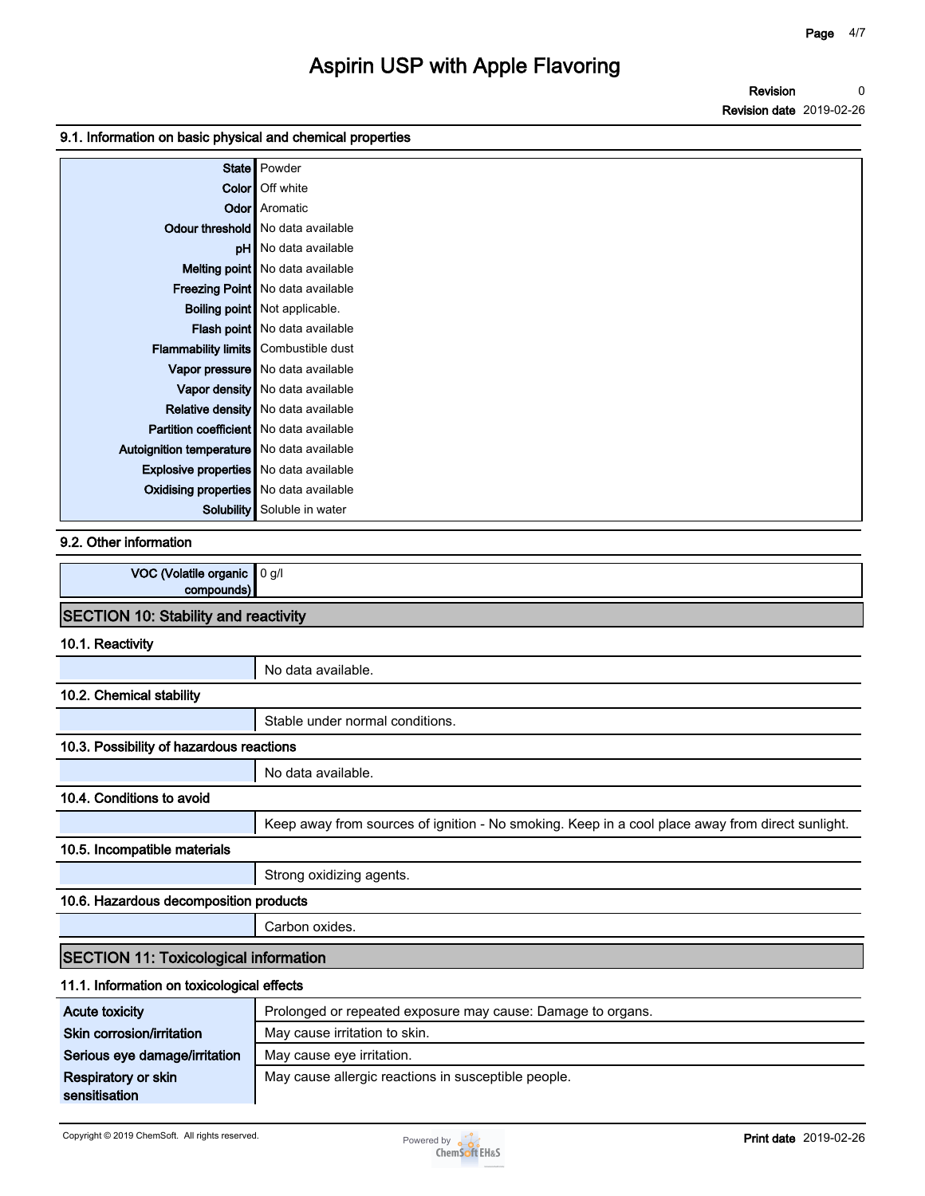### 9.1. Information on basic physical and chemical properties

| | |
|---|---|
| **State** | Powder |
| **Color** | Off white |
| **Odor** | Aromatic |
| **Odour threshold** | No data available |
| **pH** | No data available |
| **Melting point** | No data available |
| **Freezing Point** | No data available |
| **Boiling point** | Not applicable. |
| **Flash point** | No data available |
| **Flammability limits** | Combustible dust |
| **Vapor pressure** | No data available |
| **Vapor density** | No data available |
| **Relative density** | No data available |
| **Partition coefficient** | No data available |
| **Autoignition temperature** | No data available |
| **Explosive properties** | No data available |
| **Oxidising properties** | No data available |
| **Solubility** | Soluble in water |

### 9.2. Other information

| | |
|---|---|
| **VOC (Volatile organic compounds)** | 0 g/l |

## SECTION 10: Stability and reactivity

### 10.1. Reactivity

No data available.

### 10.2. Chemical stability

Stable under normal conditions.

### 10.3. Possibility of hazardous reactions

No data available.

### 10.4. Conditions to avoid

Keep away from sources of ignition - No smoking. Keep in a cool place away from direct sunlight.

### 10.5. Incompatible materials

Strong oxidizing agents.

### 10.6. Hazardous decomposition products

Carbon oxides.

## SECTION 11: Toxicological information

### 11.1. Information on toxicological effects

| | |
|---|---|
| **Acute toxicity** | Prolonged or repeated exposure may cause: Damage to organs. |
| **Skin corrosion/irritation** | May cause irritation to skin. |
| **Serious eye damage/irritation** | May cause eye irritation. |
| **Respiratory or skin sensitisation** | May cause allergic reactions in susceptible people. |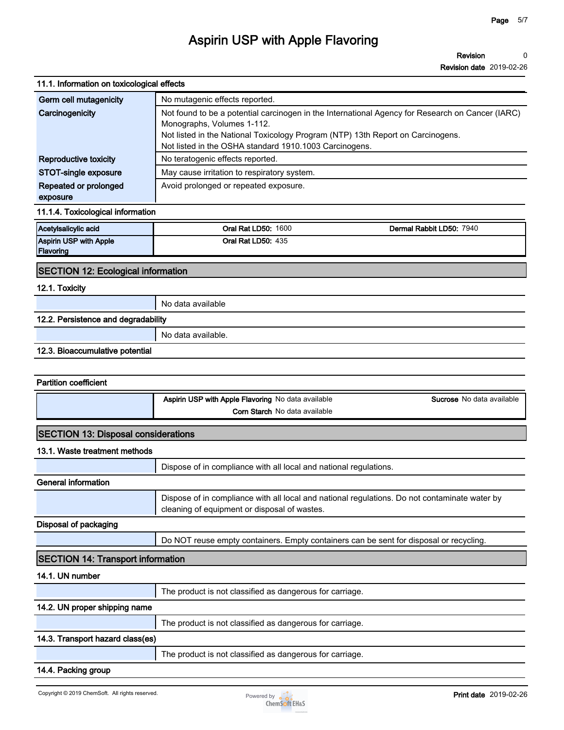### 11.1. Information on toxicological effects

| | |
|---|---|
| **Germ cell mutagenicity** | No mutagenic effects reported. |
| **Carcinogenicity** | Not found to be a potential carcinogen in the International Agency for Research on Cancer (IARC) Monographs, Volumes 1-112.<br>Not listed in the National Toxicology Program (NTP) 13th Report on Carcinogens.<br>Not listed in the OSHA standard 1910.1003 Carcinogens. |
| **Reproductive toxicity** | No teratogenic effects reported. |
| **STOT-single exposure** | May cause irritation to respiratory system. |
| **Repeated or prolonged exposure** | Avoid prolonged or repeated exposure. |

### 11.1.4. Toxicological information

| | | |
|---|---|---|
| **Acetylsalicylic acid** | **Oral Rat LD50:** 1600 | **Dermal Rabbit LD50:** 7940 |
| **Aspirin USP with Apple Flavoring** | **Oral Rat LD50:** 435 | |

## SECTION 12: Ecological information

### 12.1. Toxicity

No data available

### 12.2. Persistence and degradability

No data available.

### 12.3. Bioaccumulative potential

### Partition coefficient

| | |
|---|---|
| **Aspirin USP with Apple Flavoring** No data available | **Sucrose** No data available |
| **Corn Starch** No data available | |

## SECTION 13: Disposal considerations

### 13.1. Waste treatment methods

Dispose of in compliance with all local and national regulations.

### General information

Dispose of in compliance with all local and national regulations. Do not contaminate water by cleaning of equipment or disposal of wastes.

### Disposal of packaging

Do NOT reuse empty containers. Empty containers can be sent for disposal or recycling.

## SECTION 14: Transport information

### 14.1. UN number

The product is not classified as dangerous for carriage.

### 14.2. UN proper shipping name

The product is not classified as dangerous for carriage.

### 14.3. Transport hazard class(es)

The product is not classified as dangerous for carriage.

### 14.4. Packing group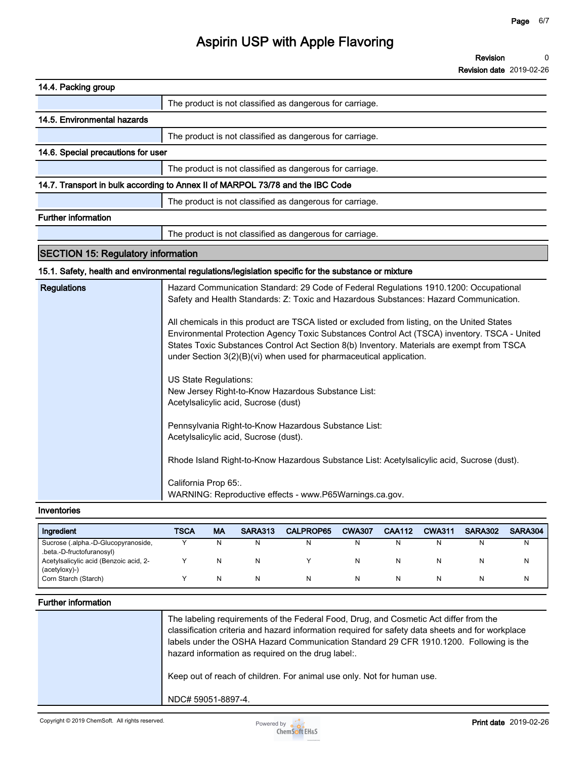### 14.4. Packing group

| | |
|---|---|
| | The product is not classified as dangerous for carriage. |

### 14.5. Environmental hazards

| | |
|---|---|
| | The product is not classified as dangerous for carriage. |

### 14.6. Special precautions for user

| | |
|---|---|
| | The product is not classified as dangerous for carriage. |

### 14.7. Transport in bulk according to Annex II of MARPOL 73/78 and the IBC Code

| | |
|---|---|
| | The product is not classified as dangerous for carriage. |

### Further information

| | |
|---|---|
| | The product is not classified as dangerous for carriage. |

## SECTION 15: Regulatory information

### 15.1. Safety, health and environmental regulations/legislation specific for the substance or mixture

**Regulations**

Hazard Communication Standard: 29 Code of Federal Regulations 1910.1200: Occupational Safety and Health Standards: Z: Toxic and Hazardous Substances: Hazard Communication.

All chemicals in this product are TSCA listed or excluded from listing, on the United States Environmental Protection Agency Toxic Substances Control Act (TSCA) inventory. TSCA - United States Toxic Substances Control Act Section 8(b) Inventory. Materials are exempt from TSCA under Section 3(2)(B)(vi) when used for pharmaceutical application.

US State Regulations:
New Jersey Right-to-Know Hazardous Substance List:
Acetylsalicylic acid, Sucrose (dust)

Pennsylvania Right-to-Know Hazardous Substance List:
Acetylsalicylic acid, Sucrose (dust).

Rhode Island Right-to-Know Hazardous Substance List: Acetylsalicylic acid, Sucrose (dust).

California Prop 65:.
WARNING: Reproductive effects - www.P65Warnings.ca.gov.

### Inventories

| Ingredient | TSCA | MA | SARA313 | CALPROP65 | CWA307 | CAA112 | CWA311 | SARA302 | SARA304 |
|---|---|---|---|---|---|---|---|---|---|
| Sucrose (.alpha.-D-Glucopyranoside, .beta.-D-fructofuranosyl) | Y | N | N | N | N | N | N | N | N |
| Acetylsalicylic acid (Benzoic acid, 2-(acetyloxy)-) | Y | N | N | Y | N | N | N | N | N |
| Corn Starch (Starch) | Y | N | N | N | N | N | N | N | N |

### Further information

The labeling requirements of the Federal Food, Drug, and Cosmetic Act differ from the classification criteria and hazard information required for safety data sheets and for workplace labels under the OSHA Hazard Communication Standard 29 CFR 1910.1200. Following is the hazard information as required on the drug label:.

Keep out of reach of children. For animal use only. Not for human use.

NDC# 59051-8897-4.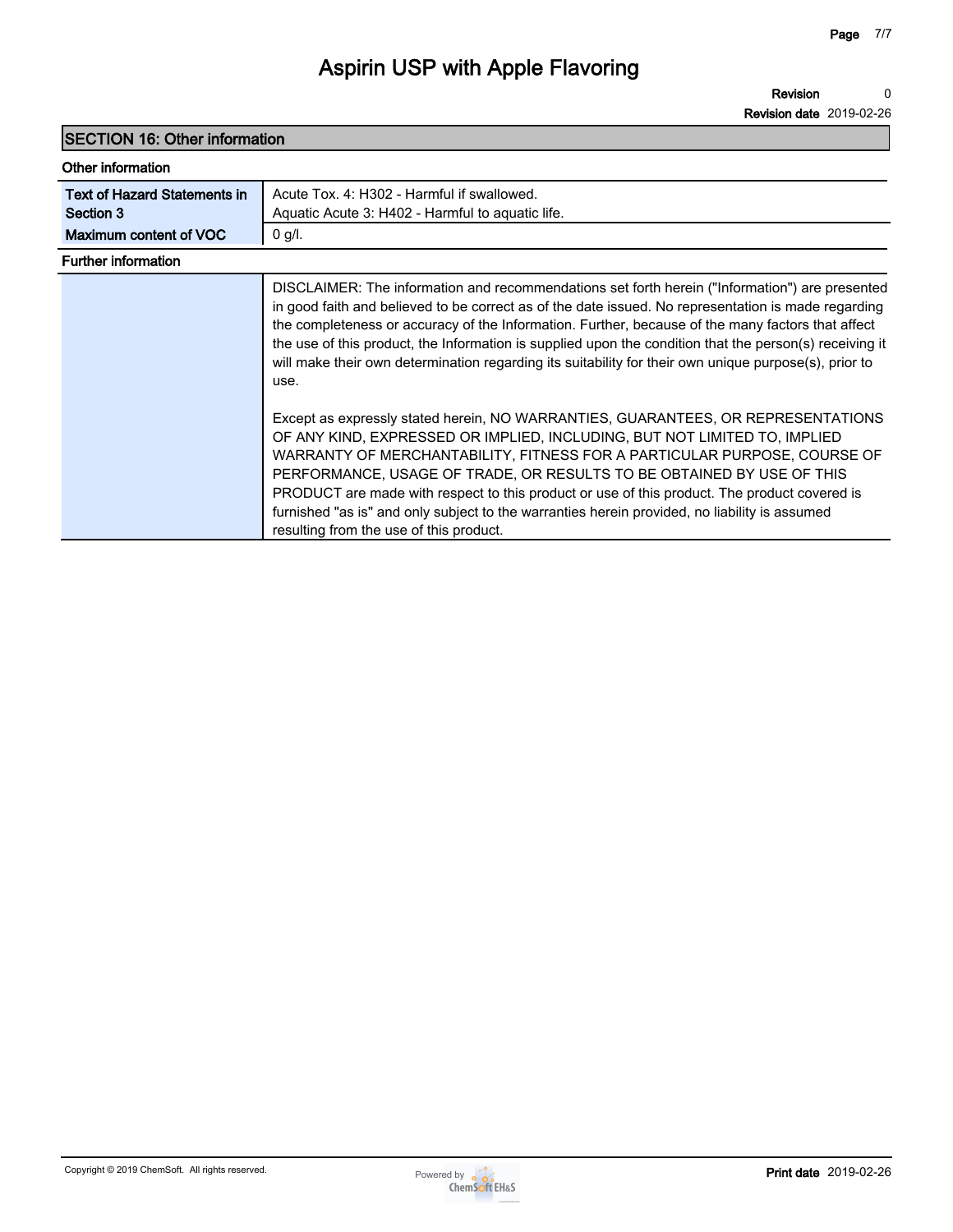## SECTION 16: Other information

### Other information

| | |
|---|---|
| **Text of Hazard Statements in Section 3** | Acute Tox. 4: H302 - Harmful if swallowed.<br>Aquatic Acute 3: H402 - Harmful to aquatic life. |
| **Maximum content of VOC** | 0 g/l. |

### Further information

DISCLAIMER: The information and recommendations set forth herein ("Information") are presented in good faith and believed to be correct as of the date issued. No representation is made regarding the completeness or accuracy of the Information. Further, because of the many factors that affect the use of this product, the Information is supplied upon the condition that the person(s) receiving it will make their own determination regarding its suitability for their own unique purpose(s), prior to use.

Except as expressly stated herein, NO WARRANTIES, GUARANTEES, OR REPRESENTATIONS OF ANY KIND, EXPRESSED OR IMPLIED, INCLUDING, BUT NOT LIMITED TO, IMPLIED WARRANTY OF MERCHANTABILITY, FITNESS FOR A PARTICULAR PURPOSE, COURSE OF PERFORMANCE, USAGE OF TRADE, OR RESULTS TO BE OBTAINED BY USE OF THIS PRODUCT are made with respect to this product or use of this product. The product covered is furnished "as is" and only subject to the warranties herein provided, no liability is assumed resulting from the use of this product.